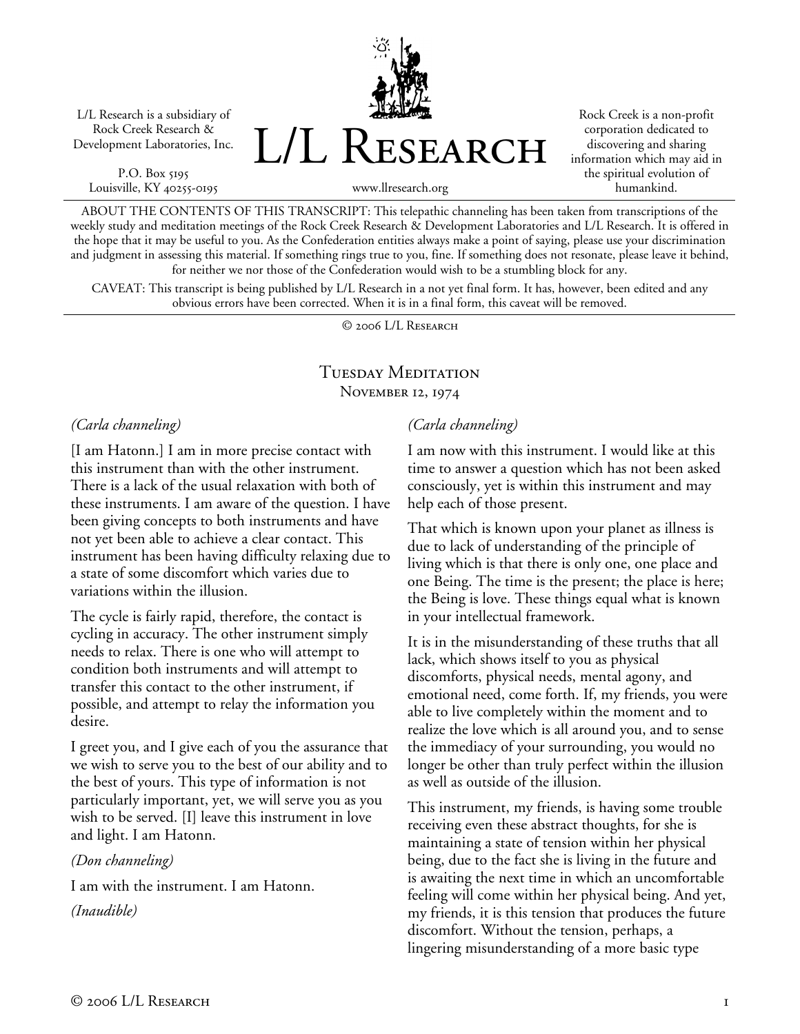L/L Research is a subsidiary of Rock Creek Research & Development Laboratories, Inc.

P.O. Box 5195
Louisville, KY 40255-0195

# L/L Research

www.llresearch.org

Rock Creek is a non-profit corporation dedicated to discovering and sharing information which may aid in the spiritual evolution of humankind.

ABOUT THE CONTENTS OF THIS TRANSCRIPT: This telepathic channeling has been taken from transcriptions of the weekly study and meditation meetings of the Rock Creek Research & Development Laboratories and L/L Research. It is offered in the hope that it may be useful to you. As the Confederation entities always make a point of saying, please use your discrimination and judgment in assessing this material. If something rings true to you, fine. If something does not resonate, please leave it behind, for neither we nor those of the Confederation would wish to be a stumbling block for any.

CAVEAT: This transcript is being published by L/L Research in a not yet final form. It has, however, been edited and any obvious errors have been corrected. When it is in a final form, this caveat will be removed.

© 2006 L/L Research

## Tuesday Meditation

### November 12, 1974

*(Carla channeling)*

[I am Hatonn.] I am in more precise contact with this instrument than with the other instrument. There is a lack of the usual relaxation with both of these instruments. I am aware of the question. I have been giving concepts to both instruments and have not yet been able to achieve a clear contact. This instrument has been having difficulty relaxing due to a state of some discomfort which varies due to variations within the illusion.

The cycle is fairly rapid, therefore, the contact is cycling in accuracy. The other instrument simply needs to relax. There is one who will attempt to condition both instruments and will attempt to transfer this contact to the other instrument, if possible, and attempt to relay the information you desire.

I greet you, and I give each of you the assurance that we wish to serve you to the best of our ability and to the best of yours. This type of information is not particularly important, yet, we will serve you as you wish to be served. [I] leave this instrument in love and light. I am Hatonn.

*(Don channeling)*

I am with the instrument. I am Hatonn.

*(Inaudible)*

*(Carla channeling)*

I am now with this instrument. I would like at this time to answer a question which has not been asked consciously, yet is within this instrument and may help each of those present.

That which is known upon your planet as illness is due to lack of understanding of the principle of living which is that there is only one, one place and one Being. The time is the present; the place is here; the Being is love. These things equal what is known in your intellectual framework.

It is in the misunderstanding of these truths that all lack, which shows itself to you as physical discomforts, physical needs, mental agony, and emotional need, come forth. If, my friends, you were able to live completely within the moment and to realize the love which is all around you, and to sense the immediacy of your surrounding, you would no longer be other than truly perfect within the illusion as well as outside of the illusion.

This instrument, my friends, is having some trouble receiving even these abstract thoughts, for she is maintaining a state of tension within her physical being, due to the fact she is living in the future and is awaiting the next time in which an uncomfortable feeling will come within her physical being. And yet, my friends, it is this tension that produces the future discomfort. Without the tension, perhaps, a lingering misunderstanding of a more basic type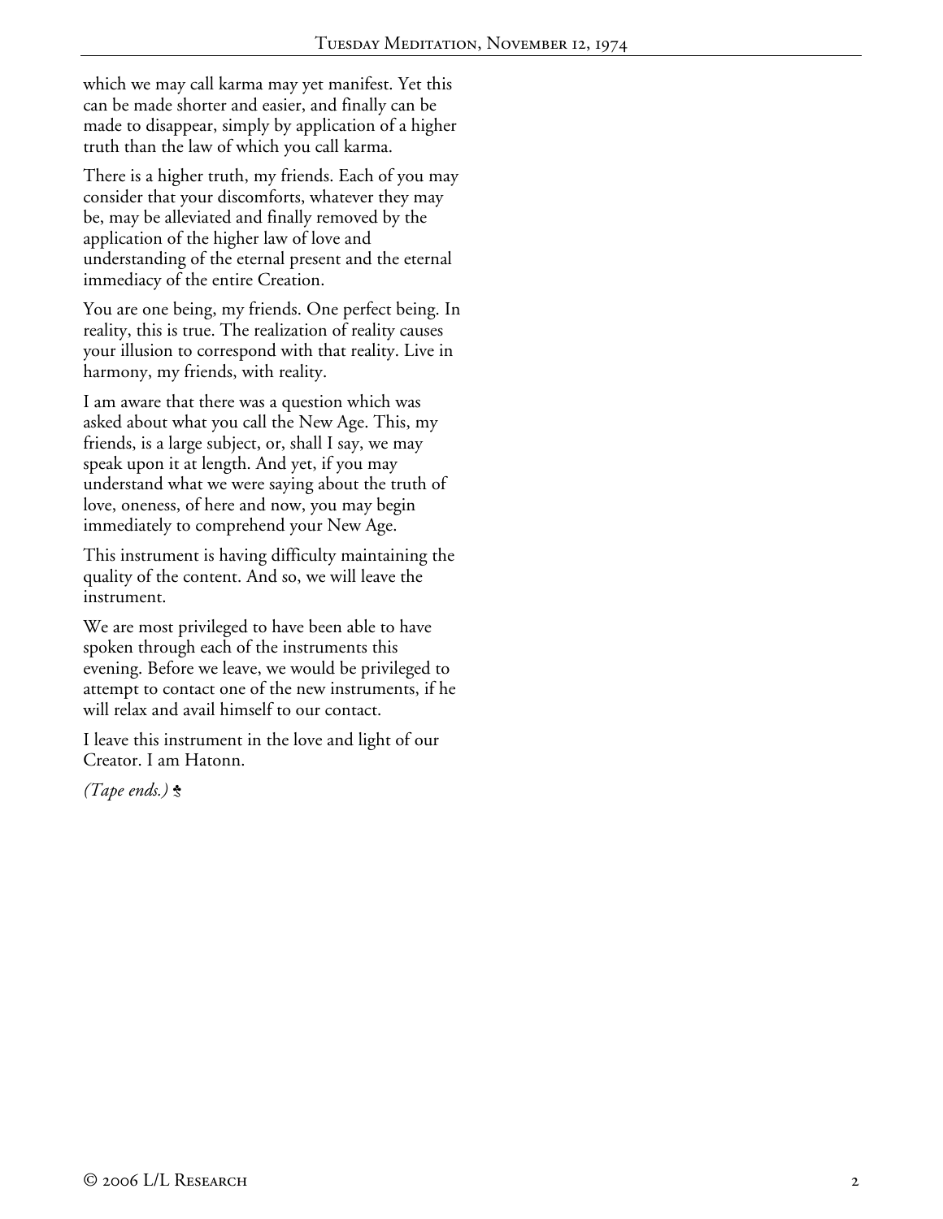which we may call karma may yet manifest. Yet this can be made shorter and easier, and finally can be made to disappear, simply by application of a higher truth than the law of which you call karma.

There is a higher truth, my friends. Each of you may consider that your discomforts, whatever they may be, may be alleviated and finally removed by the application of the higher law of love and understanding of the eternal present and the eternal immediacy of the entire Creation.

You are one being, my friends. One perfect being. In reality, this is true. The realization of reality causes your illusion to correspond with that reality. Live in harmony, my friends, with reality.

I am aware that there was a question which was asked about what you call the New Age. This, my friends, is a large subject, or, shall I say, we may speak upon it at length. And yet, if you may understand what we were saying about the truth of love, oneness, of here and now, you may begin immediately to comprehend your New Age.

This instrument is having difficulty maintaining the quality of the content. And so, we will leave the instrument.

We are most privileged to have been able to have spoken through each of the instruments this evening. Before we leave, we would be privileged to attempt to contact one of the new instruments, if he will relax and avail himself to our contact.

I leave this instrument in the love and light of our Creator. I am Hatonn.

*(Tape ends.)*